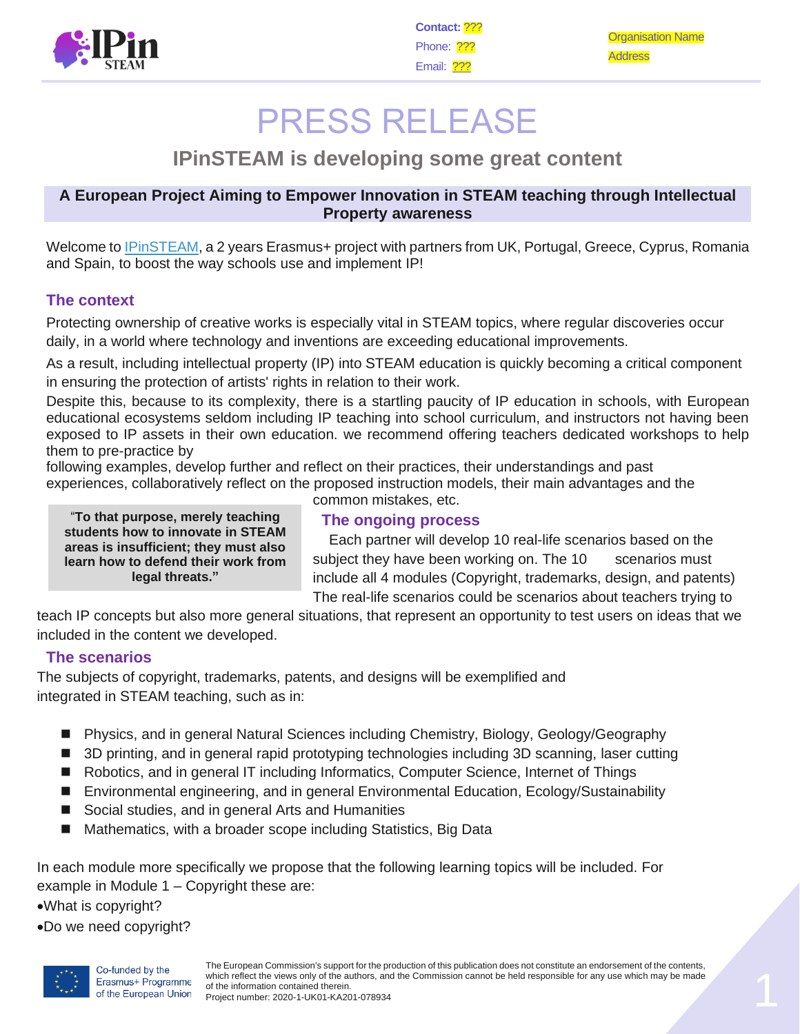Contact: ???
Phone: ???
Email: ???

Organisation Name
Address

# PRESS RELEASE

## IPinSTEAM is developing some great content

**A European Project Aiming to Empower Innovation in STEAM teaching through Intellectual Property awareness**

Welcome to IPinSTEAM, a 2 years Erasmus+ project with partners from UK, Portugal, Greece, Cyprus, Romania and Spain, to boost the way schools use and implement IP!

### The context

Protecting ownership of creative works is especially vital in STEAM topics, where regular discoveries occur daily, in a world where technology and inventions are exceeding educational improvements.

As a result, including intellectual property (IP) into STEAM education is quickly becoming a critical component in ensuring the protection of artists' rights in relation to their work.

Despite this, because to its complexity, there is a startling paucity of IP education in schools, with European educational ecosystems seldom including IP teaching into school curriculum, and instructors not having been exposed to IP assets in their own education. we recommend offering teachers dedicated workshops to help them to pre-practice by following examples, develop further and reflect on their practices, their understandings and past experiences, collaboratively reflect on the proposed instruction models, their main advantages and the common mistakes, etc.

> "**To that purpose, merely teaching students how to innovate in STEAM areas is insufficient; they must also learn how to defend their work from legal threats.**"

### The ongoing process

Each partner will develop 10 real-life scenarios based on the subject they have been working on. The 10 scenarios must include all 4 modules (Copyright, trademarks, design, and patents) The real-life scenarios could be scenarios about teachers trying to teach IP concepts but also more general situations, that represent an opportunity to test users on ideas that we included in the content we developed.

### The scenarios

The subjects of copyright, trademarks, patents, and designs will be exemplified and integrated in STEAM teaching, such as in:

- Physics, and in general Natural Sciences including Chemistry, Biology, Geology/Geography
- 3D printing, and in general rapid prototyping technologies including 3D scanning, laser cutting
- Robotics, and in general IT including Informatics, Computer Science, Internet of Things
- Environmental engineering, and in general Environmental Education, Ecology/Sustainability
- Social studies, and in general Arts and Humanities
- Mathematics, with a broader scope including Statistics, Big Data

In each module more specifically we propose that the following learning topics will be included. For example in Module 1 – Copyright these are:

- What is copyright?
- Do we need copyright?

Co-funded by the Erasmus+ Programme of the European Union

The European Commission's support for the production of this publication does not constitute an endorsement of the contents, which reflect the views only of the authors, and the Commission cannot be held responsible for any use which may be made of the information contained therein.
Project number: 2020-1-UK01-KA201-078934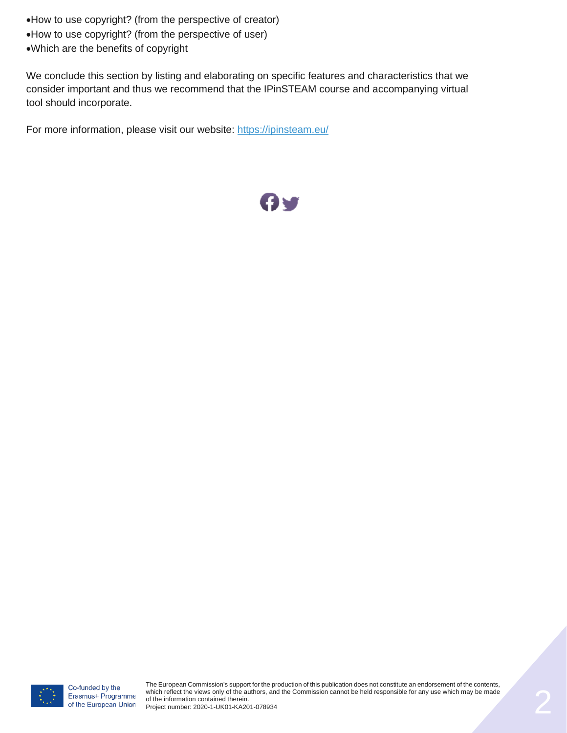- How to use copyright? (from the perspective of creator)
- How to use copyright? (from the perspective of user)
- Which are the benefits of copyright

We conclude this section by listing and elaborating on specific features and characteristics that we consider important and thus we recommend that the IPinSTEAM course and accompanying virtual tool should incorporate.

For more information, please visit our website: https://ipinsteam.eu/